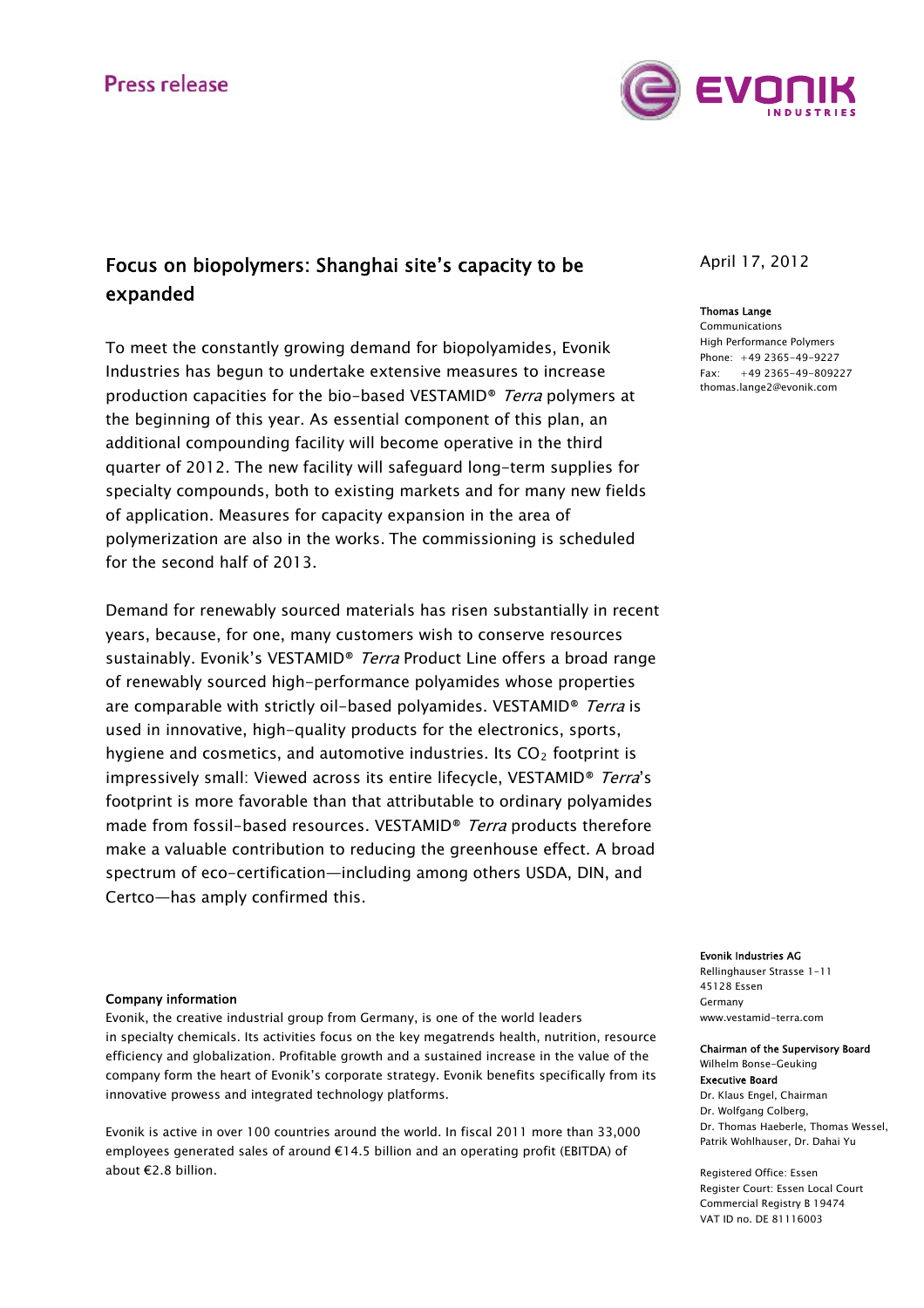Press release

# Focus on biopolymers: Shanghai site's capacity to be expanded

April 17, 2012

**Thomas Lange**
Communications
High Performance Polymers
Phone: +49 2365-49-9227
Fax: +49 2365-49-809227
thomas.lange2@evonik.com

To meet the constantly growing demand for biopolyamides, Evonik Industries has begun to undertake extensive measures to increase production capacities for the bio-based VESTAMID® *Terra* polymers at the beginning of this year. As essential component of this plan, an additional compounding facility will become operative in the third quarter of 2012. The new facility will safeguard long-term supplies for specialty compounds, both to existing markets and for many new fields of application. Measures for capacity expansion in the area of polymerization are also in the works. The commissioning is scheduled for the second half of 2013.

Demand for renewably sourced materials has risen substantially in recent years, because, for one, many customers wish to conserve resources sustainably. Evonik's VESTAMID® *Terra* Product Line offers a broad range of renewably sourced high-performance polyamides whose properties are comparable with strictly oil-based polyamides. VESTAMID® *Terra* is used in innovative, high-quality products for the electronics, sports, hygiene and cosmetics, and automotive industries. Its $CO_2$ footprint is impressively small: Viewed across its entire lifecycle, VESTAMID® *Terra*'s footprint is more favorable than that attributable to ordinary polyamides made from fossil-based resources. VESTAMID® *Terra* products therefore make a valuable contribution to reducing the greenhouse effect. A broad spectrum of eco-certification—including among others USDA, DIN, and Certco—has amply confirmed this.

**Company information**

Evonik, the creative industrial group from Germany, is one of the world leaders in specialty chemicals. Its activities focus on the key megatrends health, nutrition, resource efficiency and globalization. Profitable growth and a sustained increase in the value of the company form the heart of Evonik's corporate strategy. Evonik benefits specifically from its innovative prowess and integrated technology platforms.

Evonik is active in over 100 countries around the world. In fiscal 2011 more than 33,000 employees generated sales of around €14.5 billion and an operating profit (EBITDA) of about €2.8 billion.

**Evonik Industries AG**
Rellinghauser Strasse 1-11
45128 Essen
Germany
www.vestamid-terra.com

**Chairman of the Supervisory Board**
Wilhelm Bonse-Geuking
**Executive Board**
Dr. Klaus Engel, Chairman
Dr. Wolfgang Colberg,
Dr. Thomas Haeberle, Thomas Wessel,
Patrik Wohlhauser, Dr. Dahai Yu

Registered Office: Essen
Register Court: Essen Local Court
Commercial Registry B 19474
VAT ID no. DE 81116003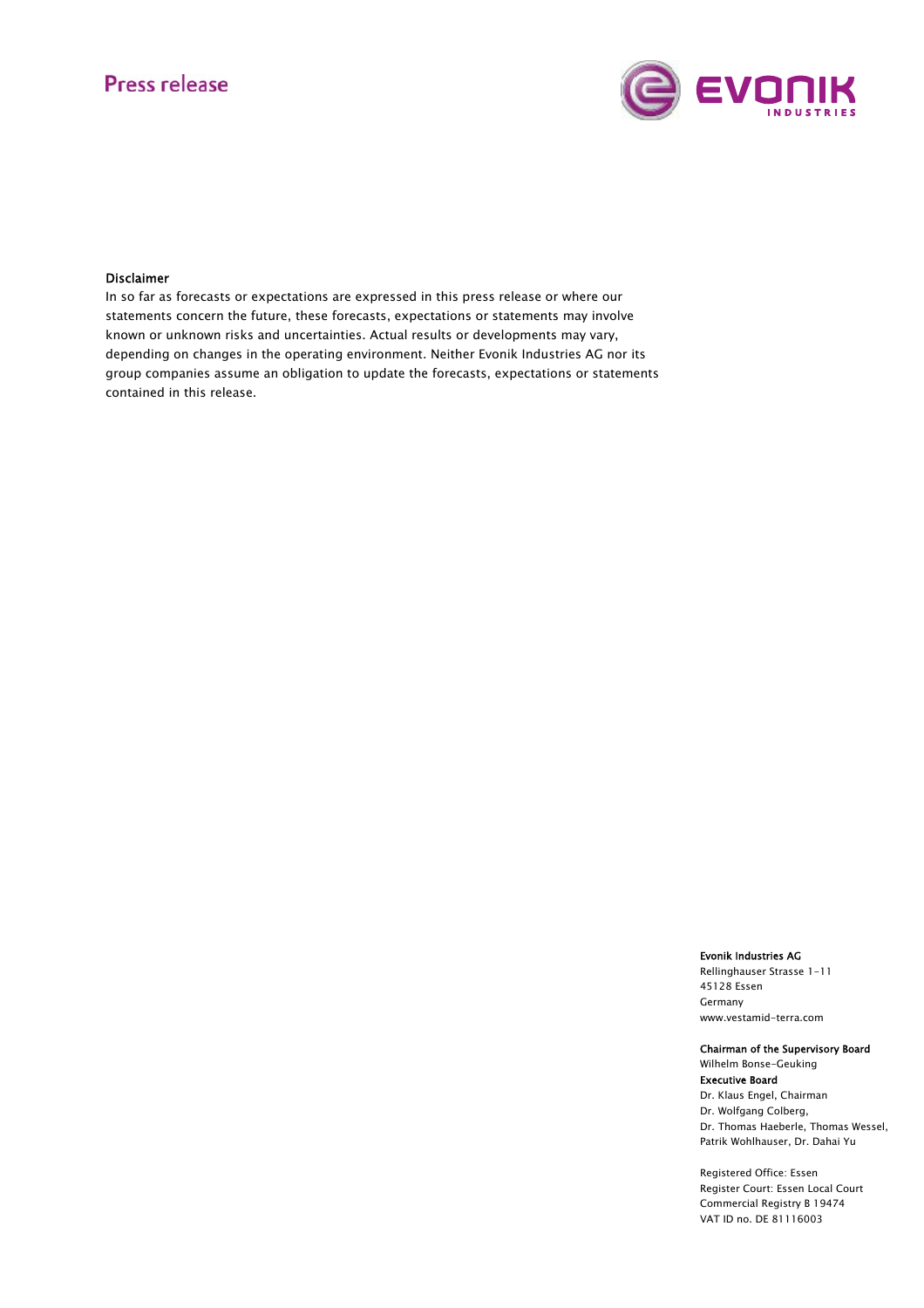#### Disclaimer

In so far as forecasts or expectations are expressed in this press release or where our statements concern the future, these forecasts, expectations or statements may involve known or unknown risks and uncertainties. Actual results or developments may vary, depending on changes in the operating environment. Neither Evonik Industries AG nor its group companies assume an obligation to update the forecasts, expectations or statements contained in this release.

**Evonik Industries AG**
Rellinghauser Strasse 1-11
45128 Essen
Germany
www.vestamid-terra.com

**Chairman of the Supervisory Board**
Wilhelm Bonse-Geuking
**Executive Board**
Dr. Klaus Engel, Chairman
Dr. Wolfgang Colberg,
Dr. Thomas Haeberle, Thomas Wessel,
Patrik Wohlhauser, Dr. Dahai Yu

Registered Office: Essen
Register Court: Essen Local Court
Commercial Registry B 19474
VAT ID no. DE 81116003